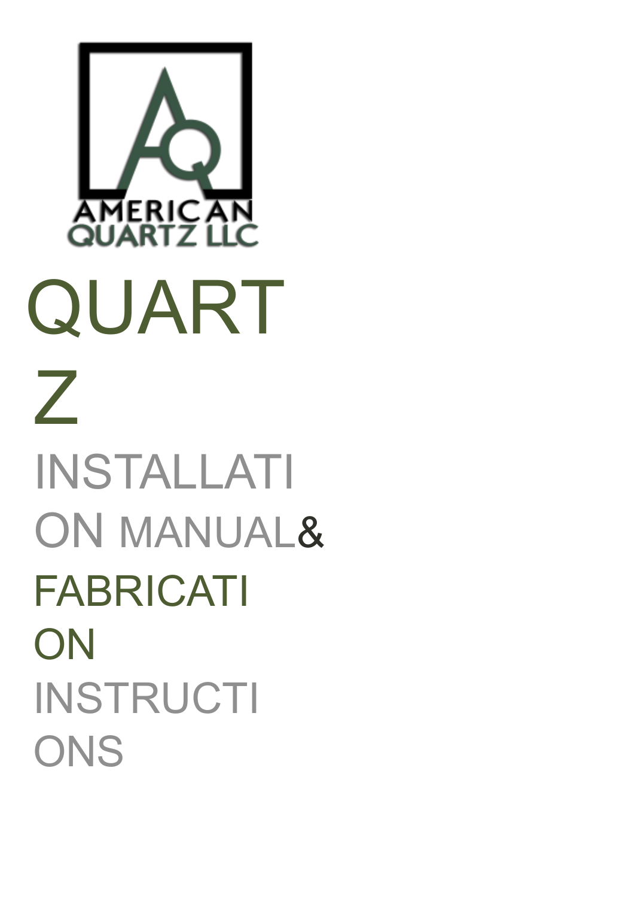AMERICAN QUARTZ LLC

# QUARTZ

## INSTALLATION MANUAL & FABRICATION INSTRUCTIONS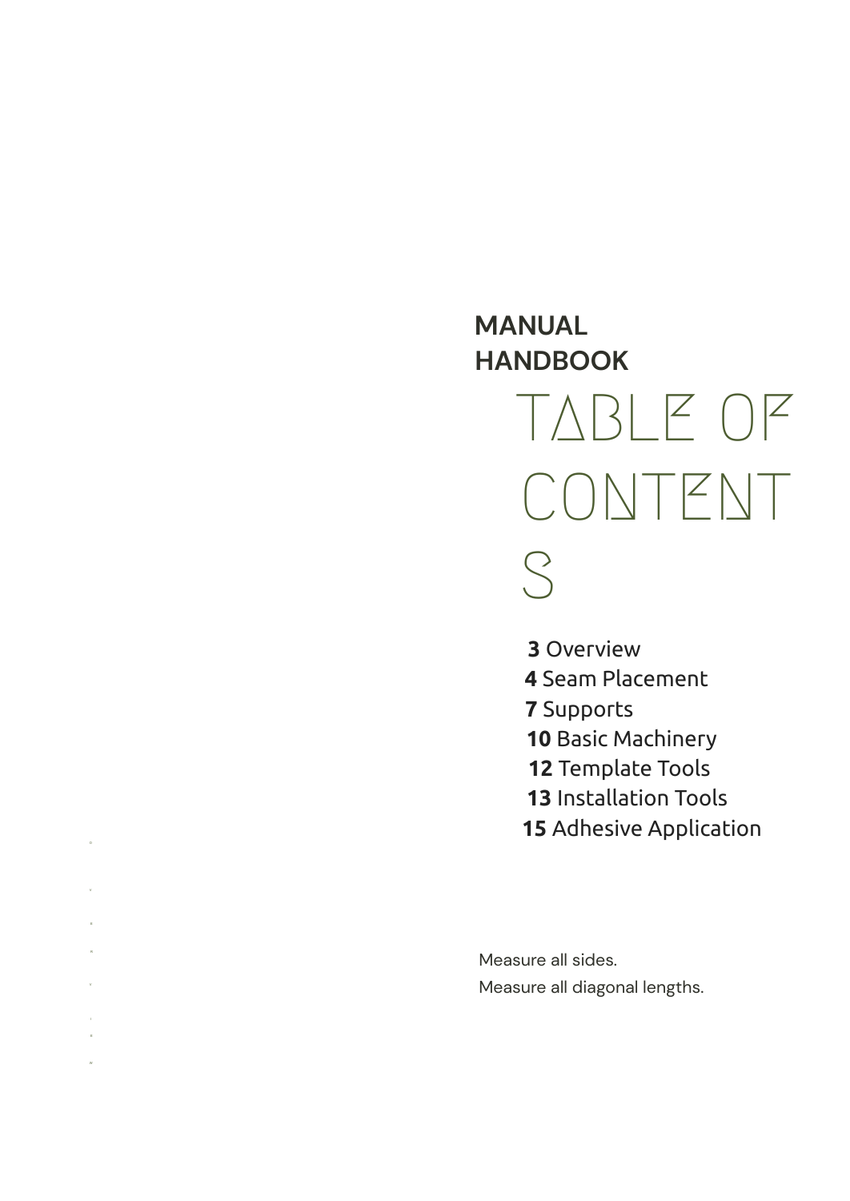**MANUAL HANDBOOK**

# TABLE OF CONTENTS

- **3** Overview
- **4** Seam Placement
- **7** Supports
- **10** Basic Machinery
- **12** Template Tools
- **13** Installation Tools
- **15** Adhesive Application

Measure all sides.

Measure all diagonal lengths.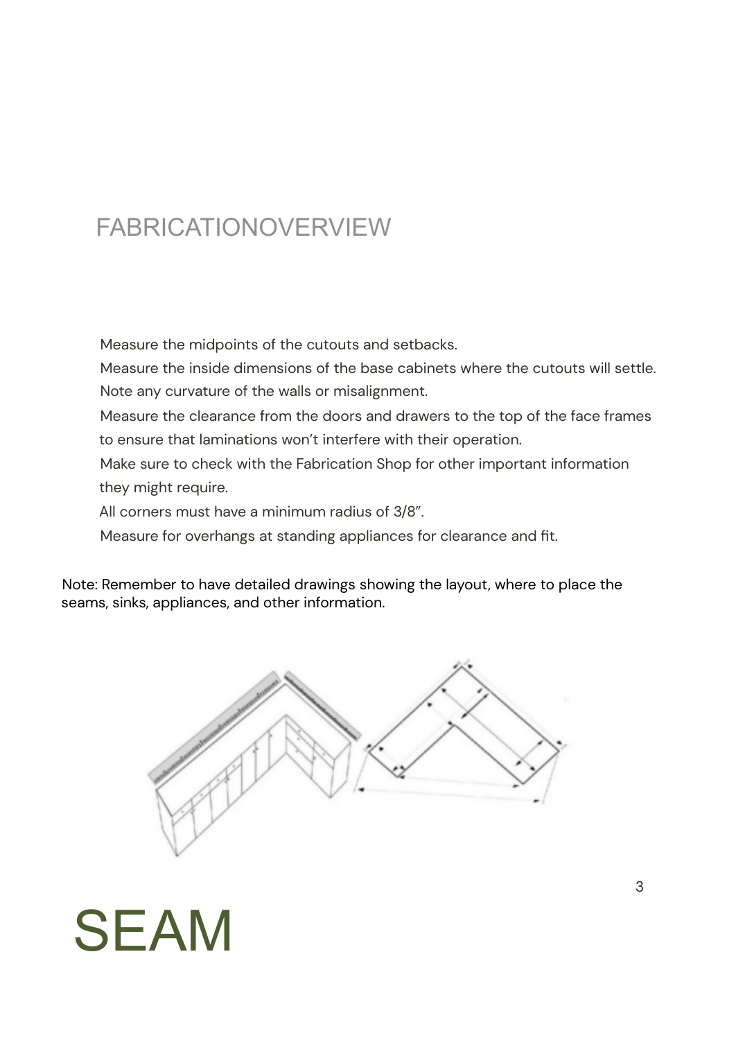# FABRICATIONOVERVIEW

Measure the midpoints of the cutouts and setbacks.

Measure the inside dimensions of the base cabinets where the cutouts will settle.

Note any curvature of the walls or misalignment.

Measure the clearance from the doors and drawers to the top of the face frames to ensure that laminations won't interfere with their operation.

Make sure to check with the Fabrication Shop for other important information they might require.

All corners must have a minimum radius of 3/8".

Measure for overhangs at standing appliances for clearance and fit.

Note: Remember to have detailed drawings showing the layout, where to place the seams, sinks, appliances, and other information.

# SEAM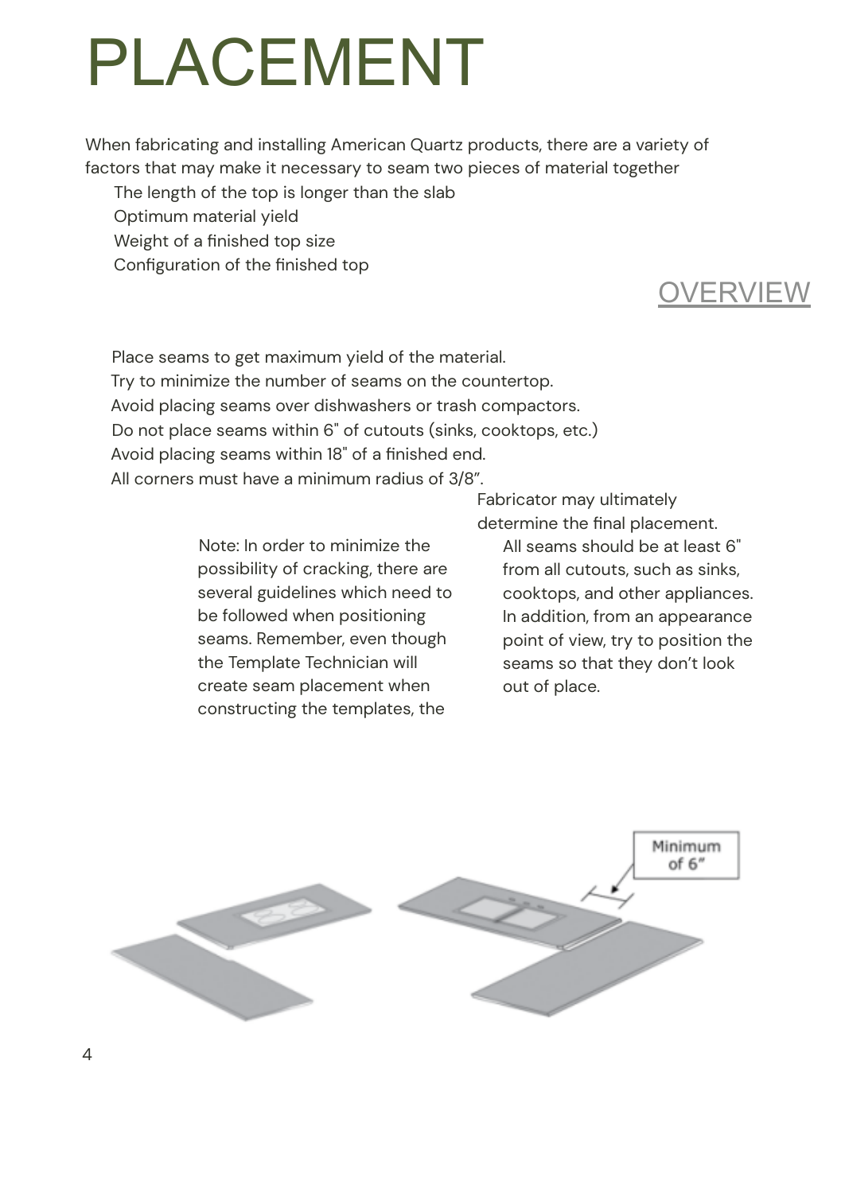# PLACEMENT

When fabricating and installing American Quartz products, there are a variety of factors that may make it necessary to seam two pieces of material together

- The length of the top is longer than the slab
- Optimum material yield
- Weight of a finished top size
- Configuration of the finished top

## OVERVIEW

- Place seams to get maximum yield of the material.
- Try to minimize the number of seams on the countertop.
- Avoid placing seams over dishwashers or trash compactors.
- Do not place seams within 6" of cutouts (sinks, cooktops, etc.)
- Avoid placing seams within 18" of a finished end.
- All corners must have a minimum radius of 3/8".

Note: In order to minimize the possibility of cracking, there are several guidelines which need to be followed when positioning seams. Remember, even though the Template Technician will create seam placement when constructing the templates, the Fabricator may ultimately determine the final placement.

All seams should be at least 6" from all cutouts, such as sinks, cooktops, and other appliances. In addition, from an appearance point of view, try to position the seams so that they don't look out of place.

Minimum of 6"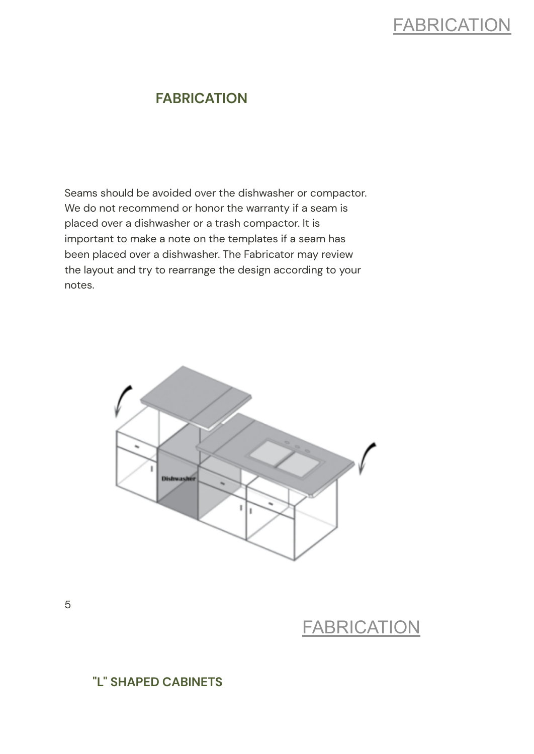## FABRICATION

Seams should be avoided over the dishwasher or compactor. We do not recommend or honor the warranty if a seam is placed over a dishwasher or a trash compactor. It is important to make a note on the templates if a seam has been placed over a dishwasher. The Fabricator may review the layout and try to rearrange the design according to your notes.

## "L" SHAPED CABINETS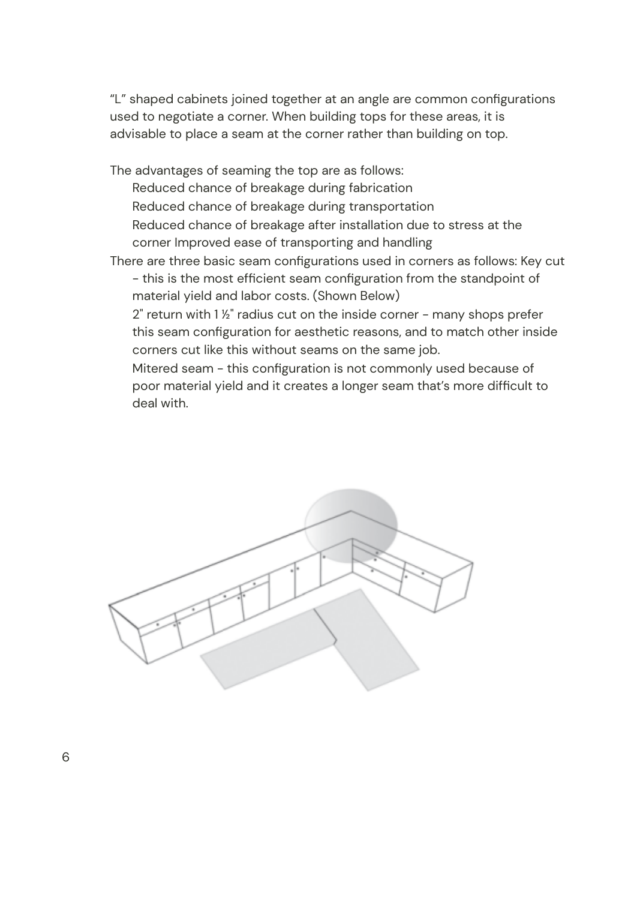"L" shaped cabinets joined together at an angle are common configurations used to negotiate a corner. When building tops for these areas, it is advisable to place a seam at the corner rather than building on top.

The advantages of seaming the top are as follows:

- Reduced chance of breakage during fabrication
- Reduced chance of breakage during transportation
- Reduced chance of breakage after installation due to stress at the corner Improved ease of transporting and handling

There are three basic seam configurations used in corners as follows: Key cut

- this is the most efficient seam configuration from the standpoint of material yield and labor costs. (Shown Below)
- 2" return with 1 ½" radius cut on the inside corner - many shops prefer this seam configuration for aesthetic reasons, and to match other inside corners cut like this without seams on the same job.
- Mitered seam - this configuration is not commonly used because of poor material yield and it creates a longer seam that's more difficult to deal with.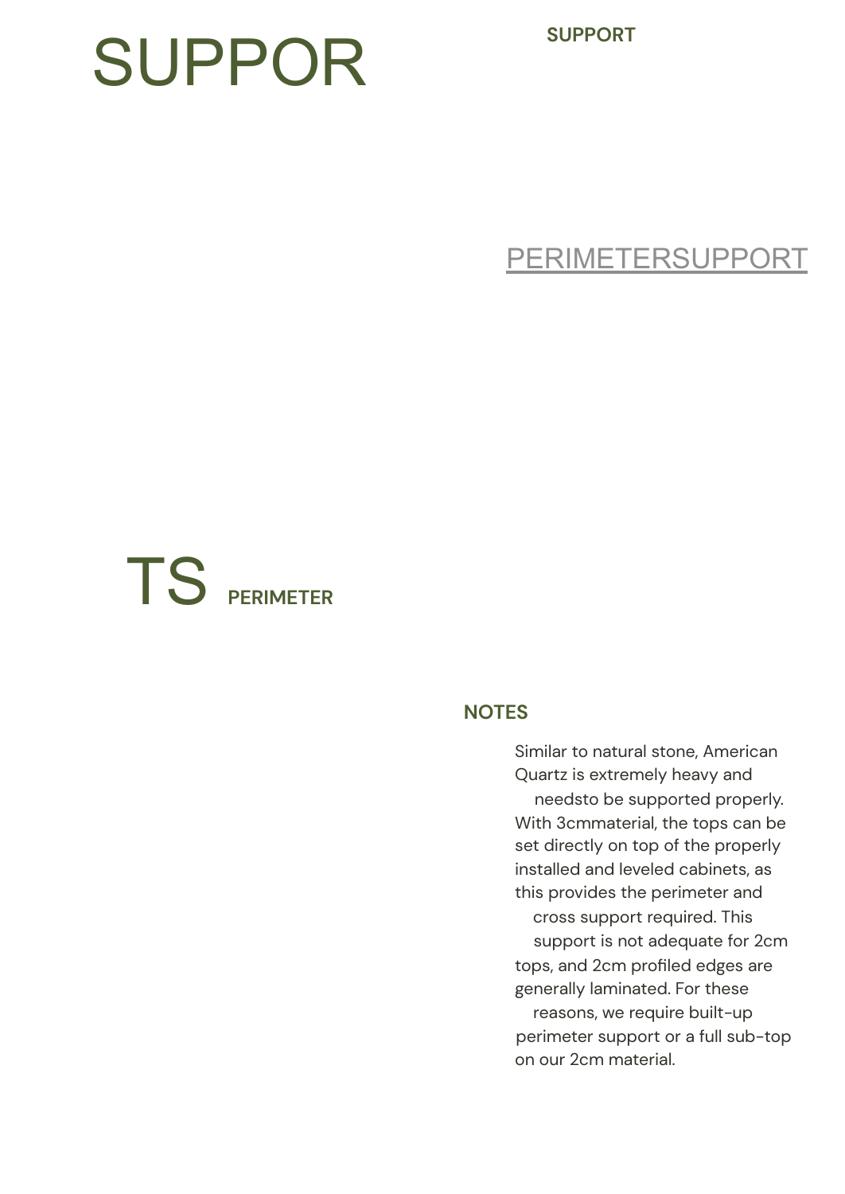# SUPPOR

SUPPORT

PERIMETERSUPPORT

# TS

PERIMETER

## NOTES

Similar to natural stone, American Quartz is extremely heavy and needsto be supported properly. With 3cmmaterial, the tops can be set directly on top of the properly installed and leveled cabinets, as this provides the perimeter and cross support required. This support is not adequate for 2cm tops, and 2cm profiled edges are generally laminated. For these reasons, we require built-up perimeter support or a full sub-top on our 2cm material.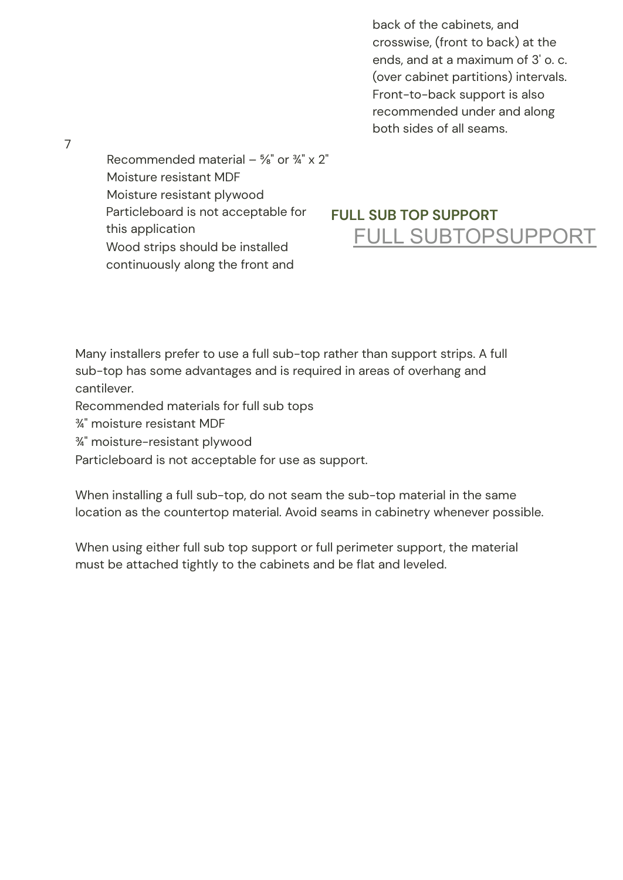Recommended material – ⅝" or ¾" x 2"

Moisture resistant MDF

Moisture resistant plywood

Particleboard is not acceptable for this application

Wood strips should be installed continuously along the front and back of the cabinets, and crosswise, (front to back) at the ends, and at a maximum of 3' o. c. (over cabinet partitions) intervals. Front-to-back support is also recommended under and along both sides of all seams.

## FULL SUB TOP SUPPORT

Many installers prefer to use a full sub-top rather than support strips. A full sub-top has some advantages and is required in areas of overhang and cantilever.

Recommended materials for full sub tops

¾" moisture resistant MDF

¾" moisture-resistant plywood

Particleboard is not acceptable for use as support.

When installing a full sub-top, do not seam the sub-top material in the same location as the countertop material. Avoid seams in cabinetry whenever possible.

When using either full sub top support or full perimeter support, the material must be attached tightly to the cabinets and be flat and leveled.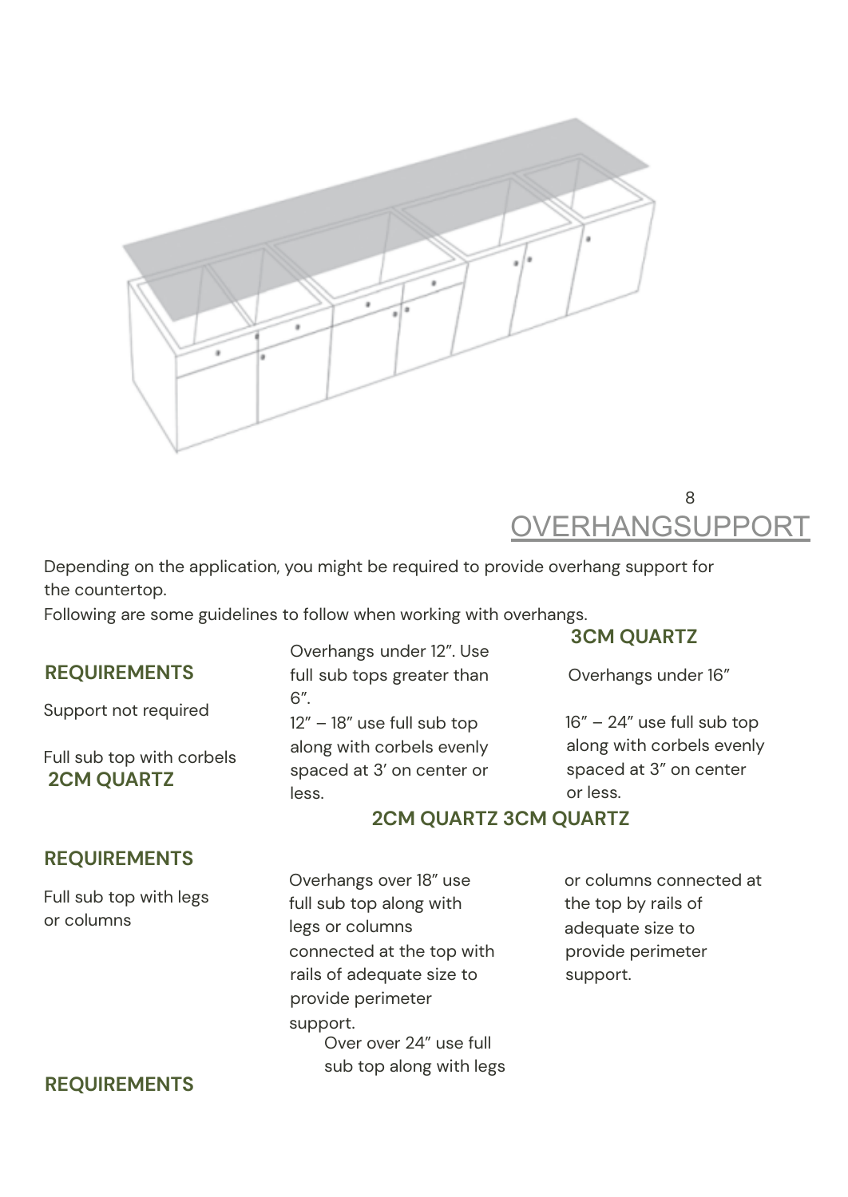# OVERHANGSUPPORT

Depending on the application, you might be required to provide overhang support for the countertop.

Following are some guidelines to follow when working with overhangs.

| REQUIREMENTS | 2CM QUARTZ | 3CM QUARTZ |
| --- | --- | --- |
| Support not required | Overhangs under 12”. Use full sub tops greater than 6”. | Overhangs under 16” |
| Full sub top with corbels | 12” – 18” use full sub top along with corbels evenly spaced at 3’ on center or less. | 16” – 24” use full sub top along with corbels evenly spaced at 3” on center or less. |

| REQUIREMENTS | 2CM QUARTZ | 3CM QUARTZ |
| --- | --- | --- |
| Full sub top with legs or columns | Overhangs over 18” use full sub top along with legs or columns connected at the top with rails of adequate size to provide perimeter support. | Over over 24” use full sub top along with legs or columns connected at the top by rails of adequate size to provide perimeter support. |

**REQUIREMENTS**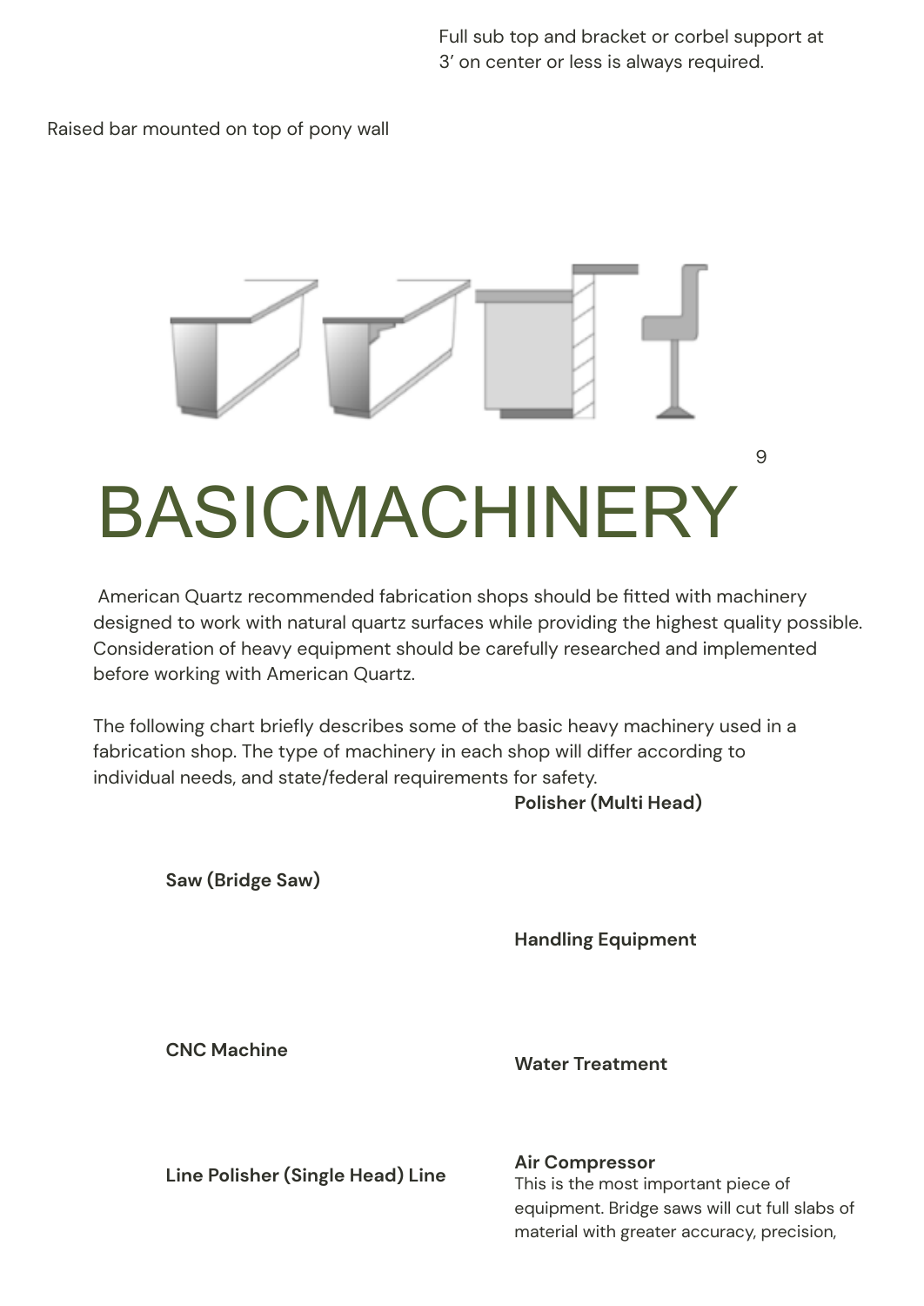Full sub top and bracket or corbel support at 3' on center or less is always required.

Raised bar mounted on top of pony wall

# BASICMACHINERY

American Quartz recommended fabrication shops should be fitted with machinery designed to work with natural quartz surfaces while providing the highest quality possible. Consideration of heavy equipment should be carefully researched and implemented before working with American Quartz.

The following chart briefly describes some of the basic heavy machinery used in a fabrication shop. The type of machinery in each shop will differ according to individual needs, and state/federal requirements for safety.

**Polisher (Multi Head)**

**Saw (Bridge Saw)**

**Handling Equipment**

**CNC Machine**

**Water Treatment**

**Line Polisher (Single Head) Line**

**Air Compressor**

This is the most important piece of equipment. Bridge saws will cut full slabs of material with greater accuracy, precision,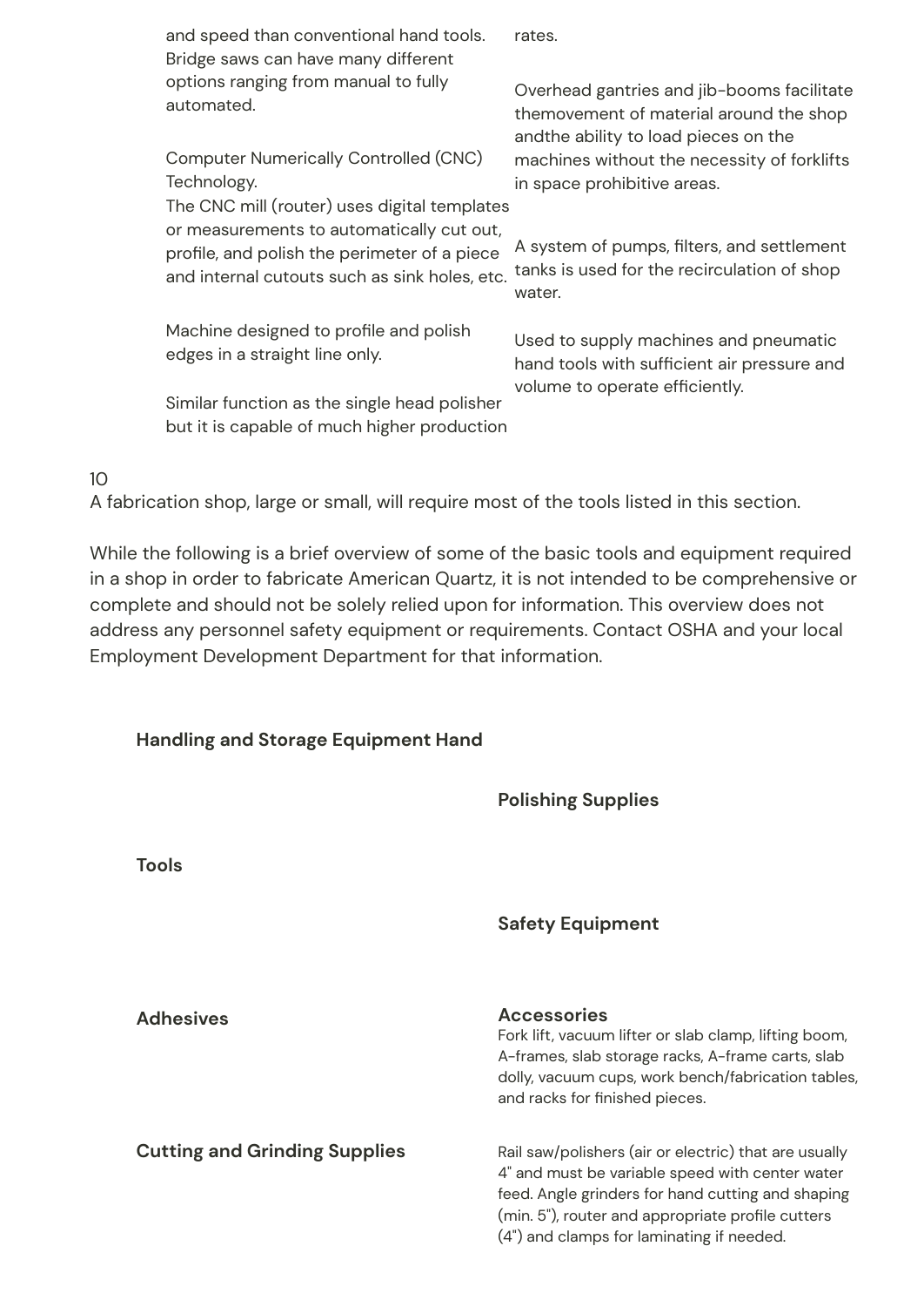and speed than conventional hand tools. Bridge saws can have many different options ranging from manual to fully automated.

Computer Numerically Controlled (CNC) Technology.
The CNC mill (router) uses digital templates or measurements to automatically cut out, profile, and polish the perimeter of a piece and internal cutouts such as sink holes, etc.

Machine designed to profile and polish edges in a straight line only.

Similar function as the single head polisher but it is capable of much higher production rates.

Overhead gantries and jib-booms facilitate themovement of material around the shop andthe ability to load pieces on the machines without the necessity of forklifts in space prohibitive areas.

A system of pumps, filters, and settlement tanks is used for the recirculation of shop water.

Used to supply machines and pneumatic hand tools with sufficient air pressure and volume to operate efficiently.

10

A fabrication shop, large or small, will require most of the tools listed in this section.

While the following is a brief overview of some of the basic tools and equipment required in a shop in order to fabricate American Quartz, it is not intended to be comprehensive or complete and should not be solely relied upon for information. This overview does not address any personnel safety equipment or requirements. Contact OSHA and your local Employment Development Department for that information.

**Handling and Storage Equipment Hand**

**Polishing Supplies**

**Tools**

**Safety Equipment**

**Adhesives**

**Accessories**

Fork lift, vacuum lifter or slab clamp, lifting boom, A-frames, slab storage racks, A-frame carts, slab dolly, vacuum cups, work bench/fabrication tables, and racks for finished pieces.

**Cutting and Grinding Supplies**

Rail saw/polishers (air or electric) that are usually 4" and must be variable speed with center water feed. Angle grinders for hand cutting and shaping (min. 5"), router and appropriate profile cutters (4") and clamps for laminating if needed.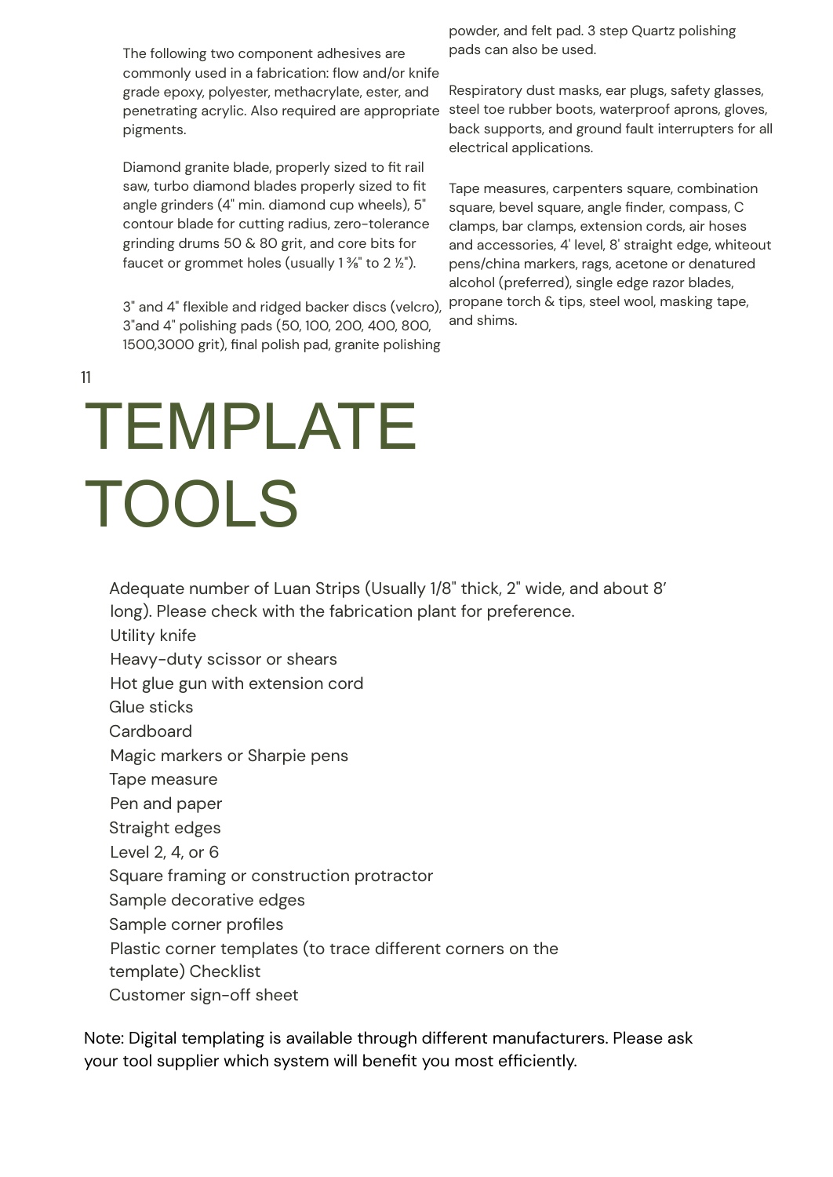The following two component adhesives are commonly used in a fabrication: flow and/or knife grade epoxy, polyester, methacrylate, ester, and penetrating acrylic. Also required are appropriate pigments.

Diamond granite blade, properly sized to fit rail saw, turbo diamond blades properly sized to fit angle grinders (4" min. diamond cup wheels), 5" contour blade for cutting radius, zero-tolerance grinding drums 50 & 80 grit, and core bits for faucet or grommet holes (usually 1 ⅜" to 2 ½").

3" and 4" flexible and ridged backer discs (velcro), 3"and 4" polishing pads (50, 100, 200, 400, 800, 1500,3000 grit), final polish pad, granite polishing powder, and felt pad. 3 step Quartz polishing pads can also be used.

Respiratory dust masks, ear plugs, safety glasses, steel toe rubber boots, waterproof aprons, gloves, back supports, and ground fault interrupters for all electrical applications.

Tape measures, carpenters square, combination square, bevel square, angle finder, compass, C clamps, bar clamps, extension cords, air hoses and accessories, 4' level, 8' straight edge, whiteout pens/china markers, rags, acetone or denatured alcohol (preferred), single edge razor blades, propane torch & tips, steel wool, masking tape, and shims.

11

# TEMPLATE TOOLS

Adequate number of Luan Strips (Usually 1/8" thick, 2" wide, and about 8' long). Please check with the fabrication plant for preference.
Utility knife
Heavy-duty scissor or shears
Hot glue gun with extension cord
Glue sticks
Cardboard
Magic markers or Sharpie pens
Tape measure
Pen and paper
Straight edges
Level 2, 4, or 6
Square framing or construction protractor
Sample decorative edges
Sample corner profiles
Plastic corner templates (to trace different corners on the template) Checklist
Customer sign-off sheet

Note: Digital templating is available through different manufacturers. Please ask your tool supplier which system will benefit you most efficiently.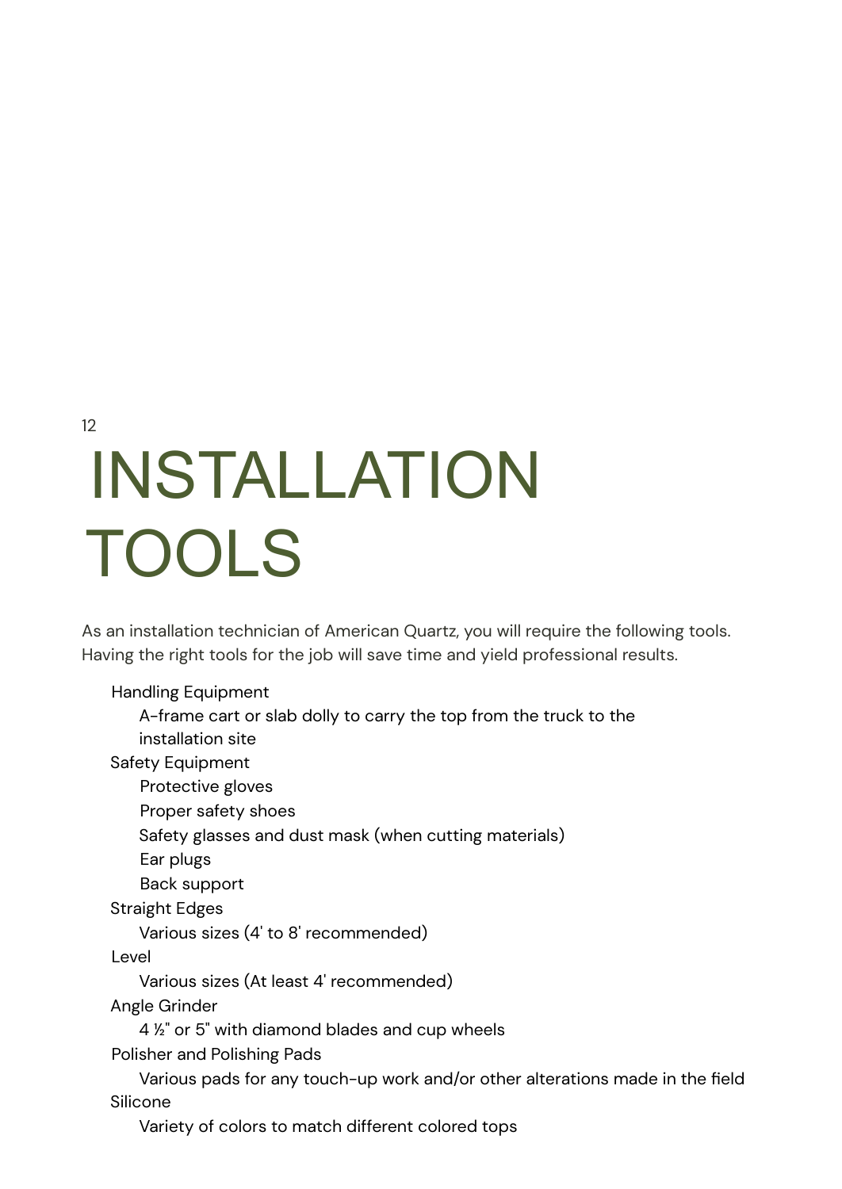12

# INSTALLATION TOOLS

As an installation technician of American Quartz, you will require the following tools. Having the right tools for the job will save time and yield professional results.

- Handling Equipment
  - A-frame cart or slab dolly to carry the top from the truck to the installation site
- Safety Equipment
  - Protective gloves
  - Proper safety shoes
  - Safety glasses and dust mask (when cutting materials)
  - Ear plugs
  - Back support
- Straight Edges
  - Various sizes (4' to 8' recommended)
- Level
  - Various sizes (At least 4' recommended)
- Angle Grinder
  - 4 ½" or 5" with diamond blades and cup wheels
- Polisher and Polishing Pads
  - Various pads for any touch-up work and/or other alterations made in the field
- Silicone
  - Variety of colors to match different colored tops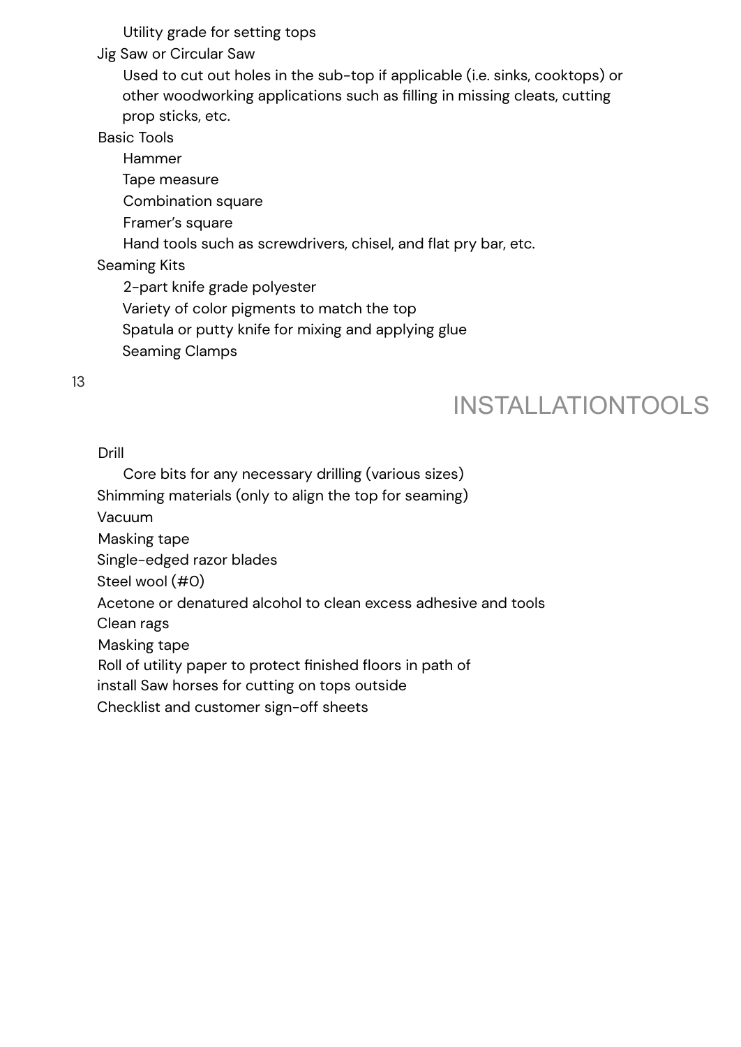- Utility grade for setting tops
- Jig Saw or Circular Saw
  - Used to cut out holes in the sub-top if applicable (i.e. sinks, cooktops) or other woodworking applications such as filling in missing cleats, cutting prop sticks, etc.
- Basic Tools
  - Hammer
  - Tape measure
  - Combination square
  - Framer's square
  - Hand tools such as screwdrivers, chisel, and flat pry bar, etc.
- Seaming Kits
  - 2-part knife grade polyester
  - Variety of color pigments to match the top
  - Spatula or putty knife for mixing and applying glue
  - Seaming Clamps

## INSTALLATIONTOOLS

- Drill
  - Core bits for any necessary drilling (various sizes)
- Shimming materials (only to align the top for seaming)
- Vacuum
- Masking tape
- Single-edged razor blades
- Steel wool (#0)
- Acetone or denatured alcohol to clean excess adhesive and tools
- Clean rags
- Masking tape
- Roll of utility paper to protect finished floors in path of install Saw horses for cutting on tops outside
- Checklist and customer sign-off sheets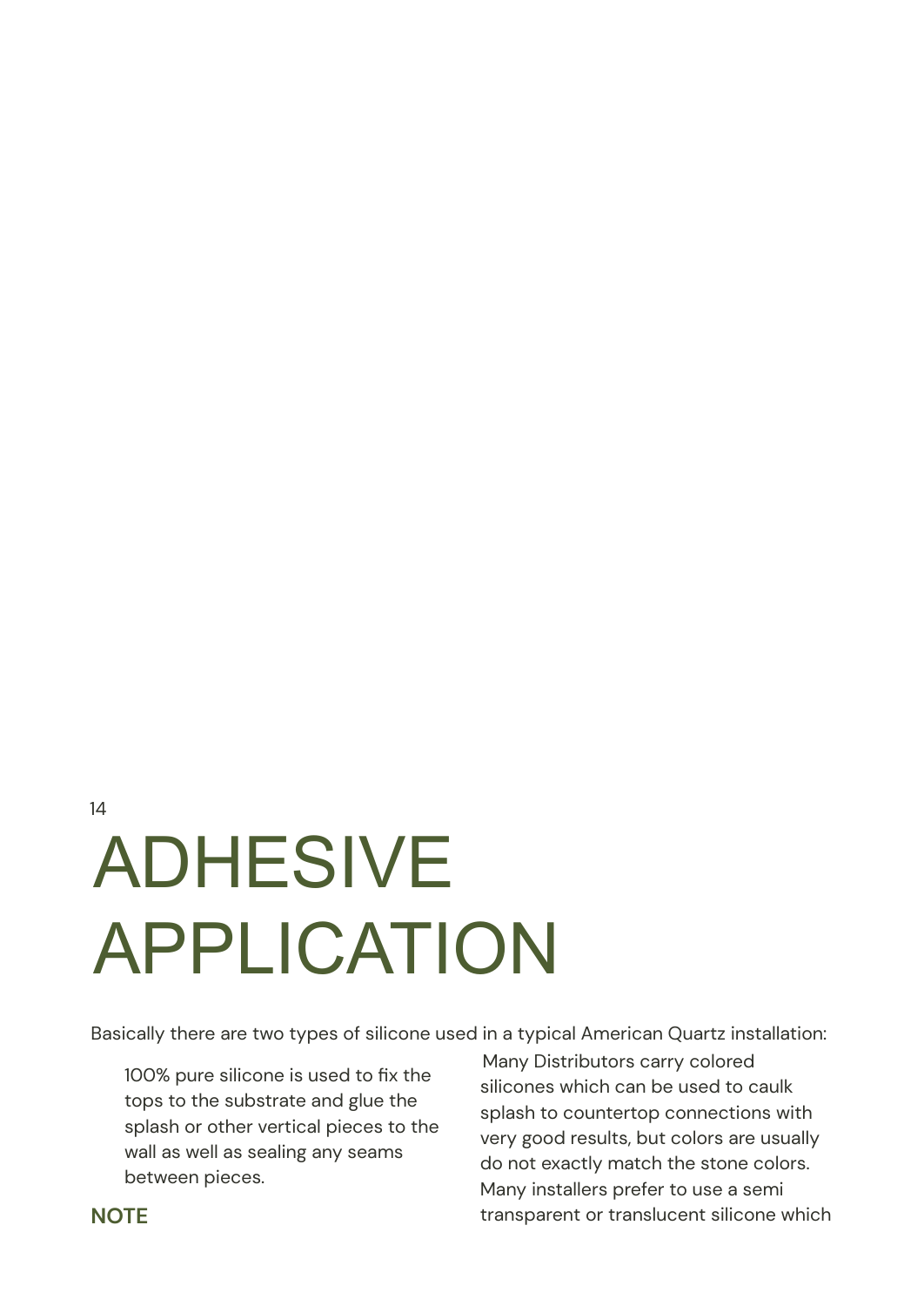# ADHESIVE APPLICATION

Basically there are two types of silicone used in a typical American Quartz installation:

100% pure silicone is used to fix the tops to the substrate and glue the splash or other vertical pieces to the wall as well as sealing any seams between pieces.

**NOTE**

Many Distributors carry colored silicones which can be used to caulk splash to countertop connections with very good results, but colors are usually do not exactly match the stone colors. Many installers prefer to use a semi transparent or translucent silicone which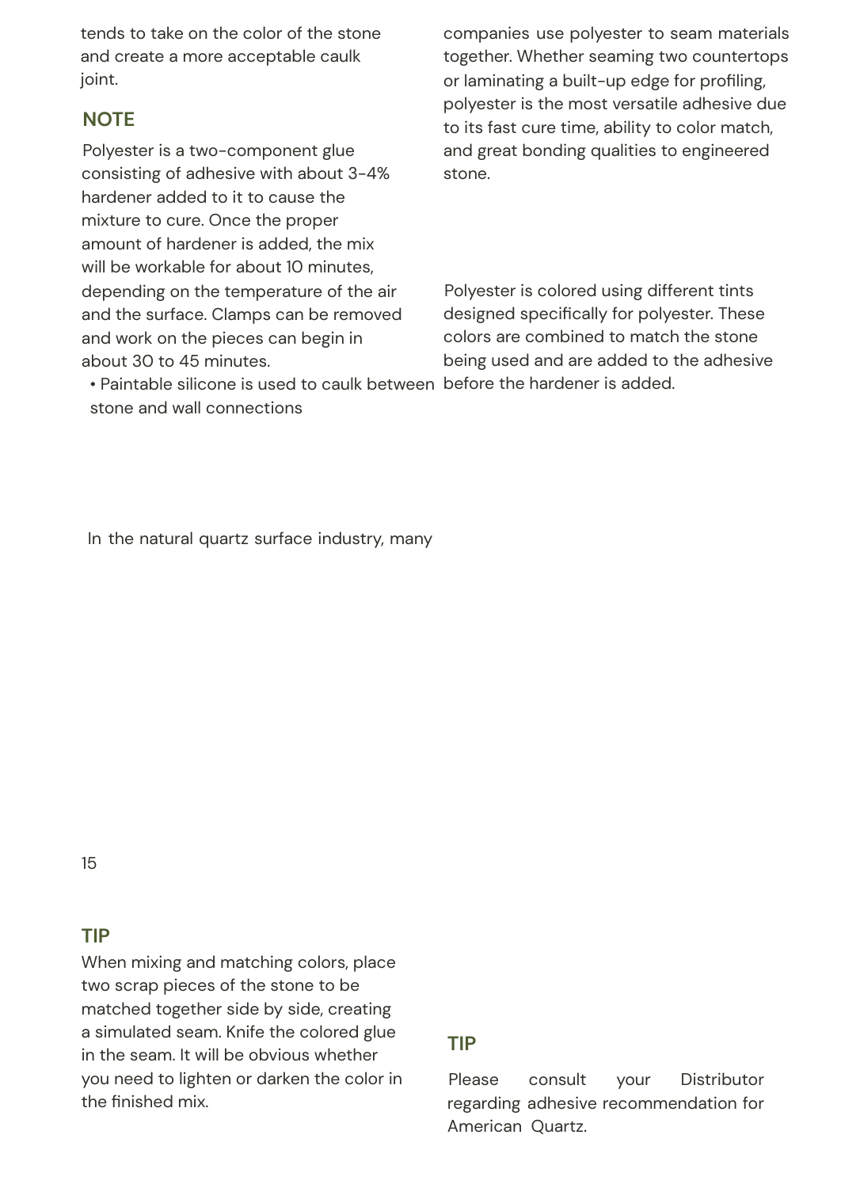tends to take on the color of the stone and create a more acceptable caulk joint.

### NOTE

Polyester is a two-component glue consisting of adhesive with about 3-4% hardener added to it to cause the mixture to cure. Once the proper amount of hardener is added, the mix will be workable for about 10 minutes, depending on the temperature of the air and the surface. Clamps can be removed and work on the pieces can begin in about 30 to 45 minutes.

- Paintable silicone is used to caulk between stone and wall connections

In the natural quartz surface industry, many companies use polyester to seam materials together. Whether seaming two countertops or laminating a built-up edge for profiling, polyester is the most versatile adhesive due to its fast cure time, ability to color match, and great bonding qualities to engineered stone.

Polyester is colored using different tints designed specifically for polyester. These colors are combined to match the stone being used and are added to the adhesive before the hardener is added.

### TIP

When mixing and matching colors, place two scrap pieces of the stone to be matched together side by side, creating a simulated seam. Knife the colored glue in the seam. It will be obvious whether you need to lighten or darken the color in the finished mix.

### TIP

Please consult your Distributor regarding adhesive recommendation for American Quartz.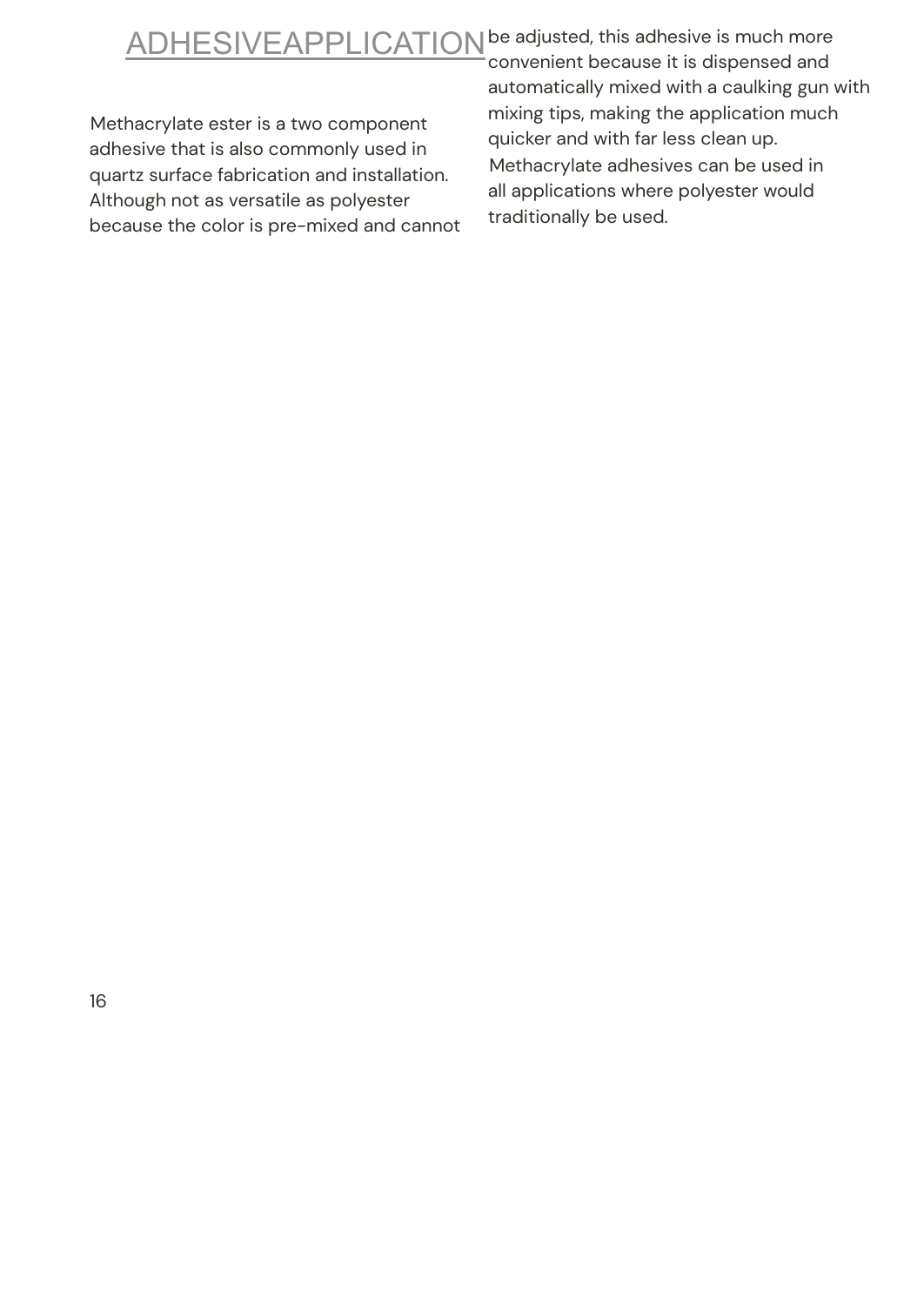# ADHESIVEAPPLICATION

Methacrylate ester is a two component adhesive that is also commonly used in quartz surface fabrication and installation. Although not as versatile as polyester because the color is pre-mixed and cannot be adjusted, this adhesive is much more convenient because it is dispensed and automatically mixed with a caulking gun with mixing tips, making the application much quicker and with far less clean up.

Methacrylate adhesives can be used in all applications where polyester would traditionally be used.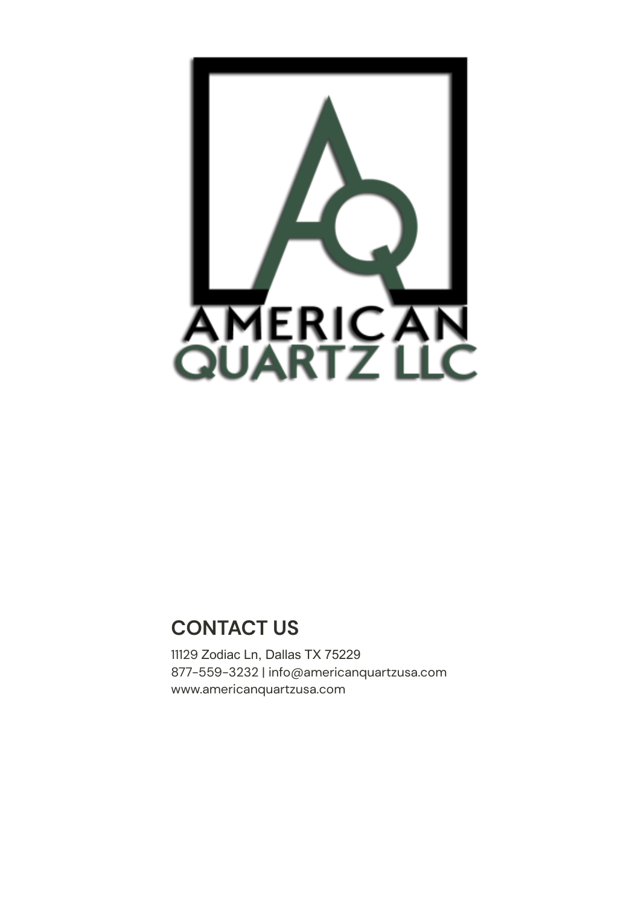AMERICAN
QUARTZ LLC

## CONTACT US

11129 Zodiac Ln, Dallas TX 75229
877-559-3232 | info@americanquartzusa.com
www.americanquartzusa.com